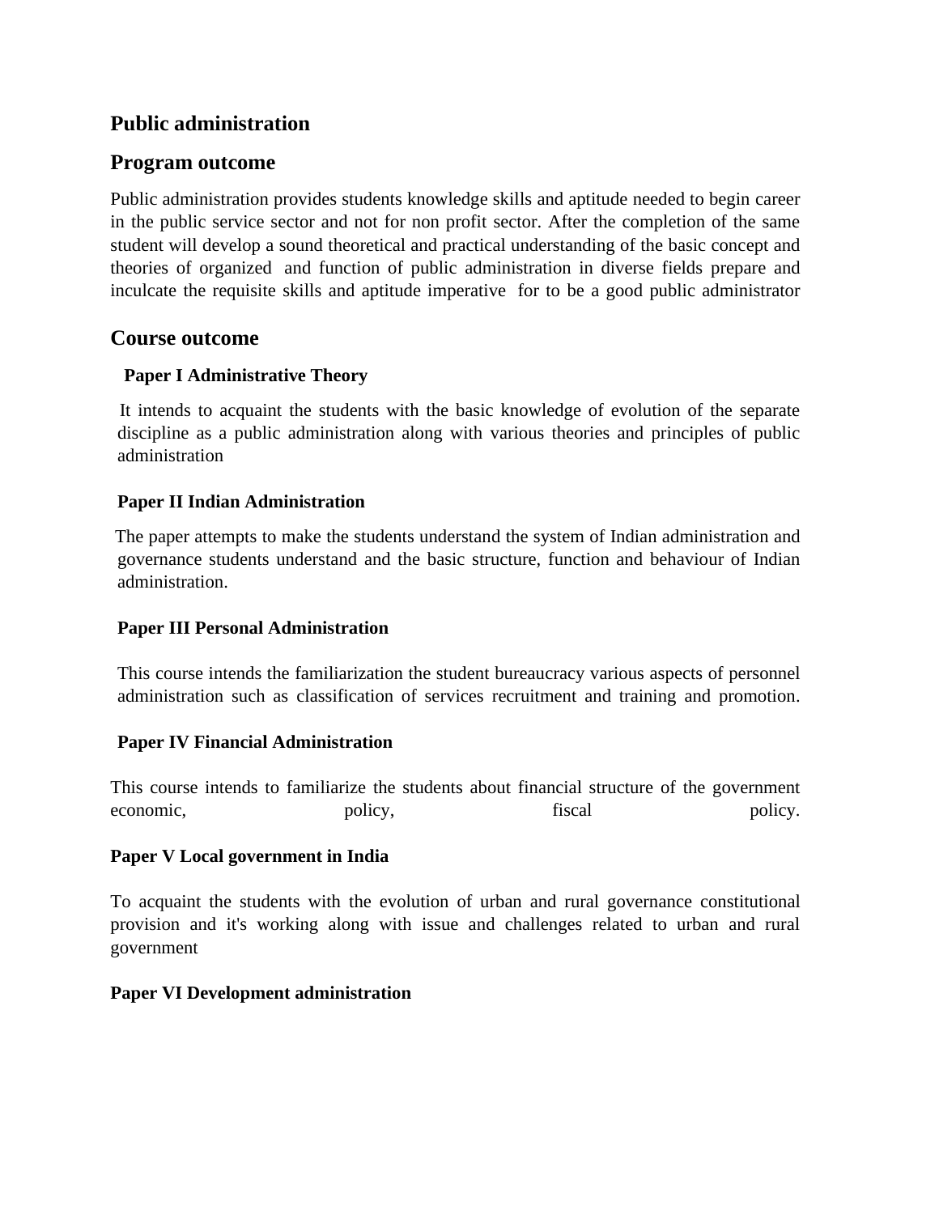## Public administration

## Program outcome

Public administration provides students knowledge skills and aptitude needed to begin career in the public service sector and not for non profit sector. After the completion of the same student will develop a sound theoretical and practical understanding of the basic concept and theories of organized and function of public administration in diverse fields prepare and inculcate the requisite skills and aptitude imperative for to be a good public administrator

## Course outcome

**Paper I Administrative Theory**

It intends to acquaint the students with the basic knowledge of evolution of the separate discipline as a public administration along with various theories and principles of public administration

**Paper II Indian Administration**

The paper attempts to make the students understand the system of Indian administration and governance students understand and the basic structure, function and behaviour of Indian administration.

**Paper III Personal Administration**

This course intends the familiarization the student bureaucracy various aspects of personnel administration such as classification of services recruitment and training and promotion.

**Paper IV Financial Administration**

This course intends to familiarize the students about financial structure of the government economic, policy, fiscal policy.

**Paper V Local government in India**

To acquaint the students with the evolution of urban and rural governance constitutional provision and it's working along with issue and challenges related to urban and rural government

**Paper VI Development administration**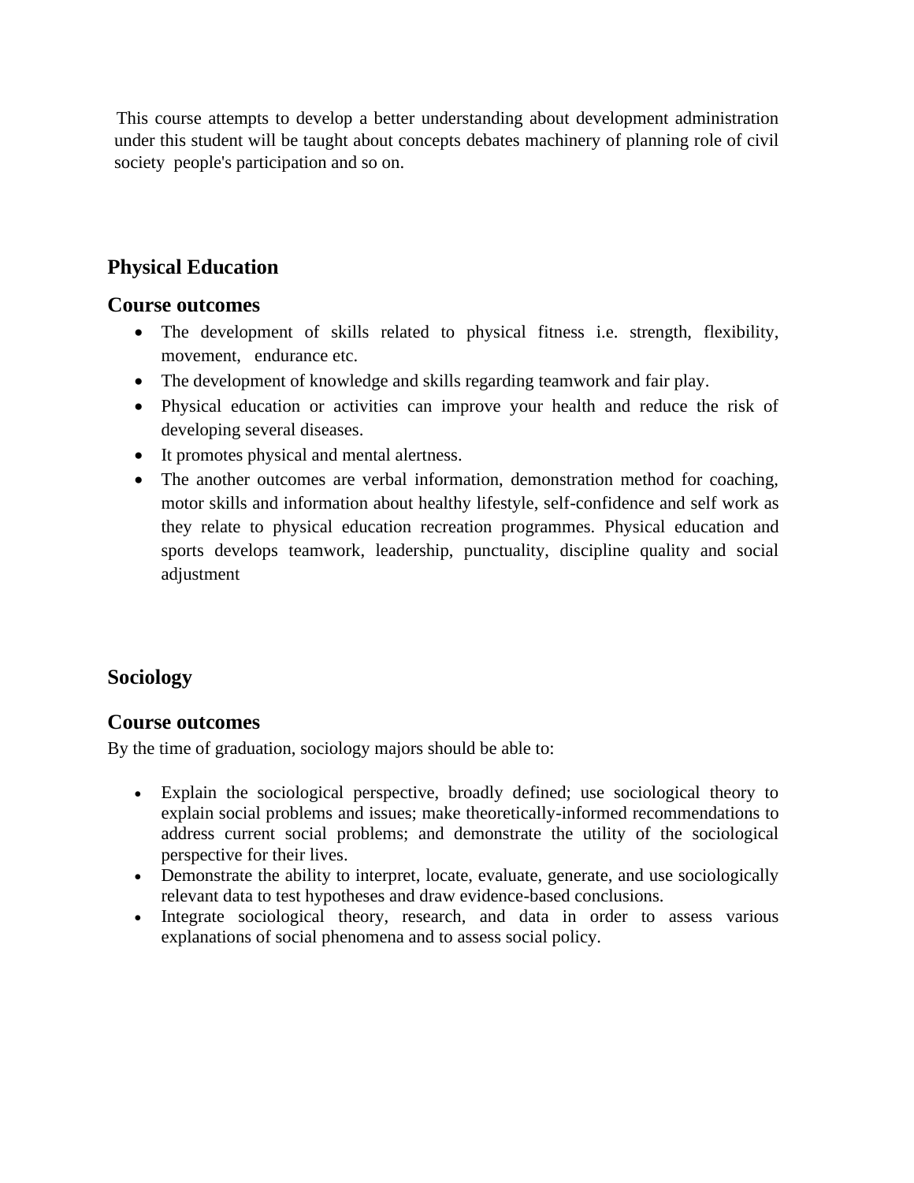This course attempts to develop a better understanding about development administration under this student will be taught about concepts debates machinery of planning role of civil society people's participation and so on.

## Physical Education

## Course outcomes

- The development of skills related to physical fitness i.e. strength, flexibility, movement, endurance etc.
- The development of knowledge and skills regarding teamwork and fair play.
- Physical education or activities can improve your health and reduce the risk of developing several diseases.
- It promotes physical and mental alertness.
- The another outcomes are verbal information, demonstration method for coaching, motor skills and information about healthy lifestyle, self-confidence and self work as they relate to physical education recreation programmes. Physical education and sports develops teamwork, leadership, punctuality, discipline quality and social adjustment

## Sociology

## Course outcomes

By the time of graduation, sociology majors should be able to:

- Explain the sociological perspective, broadly defined; use sociological theory to explain social problems and issues; make theoretically-informed recommendations to address current social problems; and demonstrate the utility of the sociological perspective for their lives.
- Demonstrate the ability to interpret, locate, evaluate, generate, and use sociologically relevant data to test hypotheses and draw evidence-based conclusions.
- Integrate sociological theory, research, and data in order to assess various explanations of social phenomena and to assess social policy.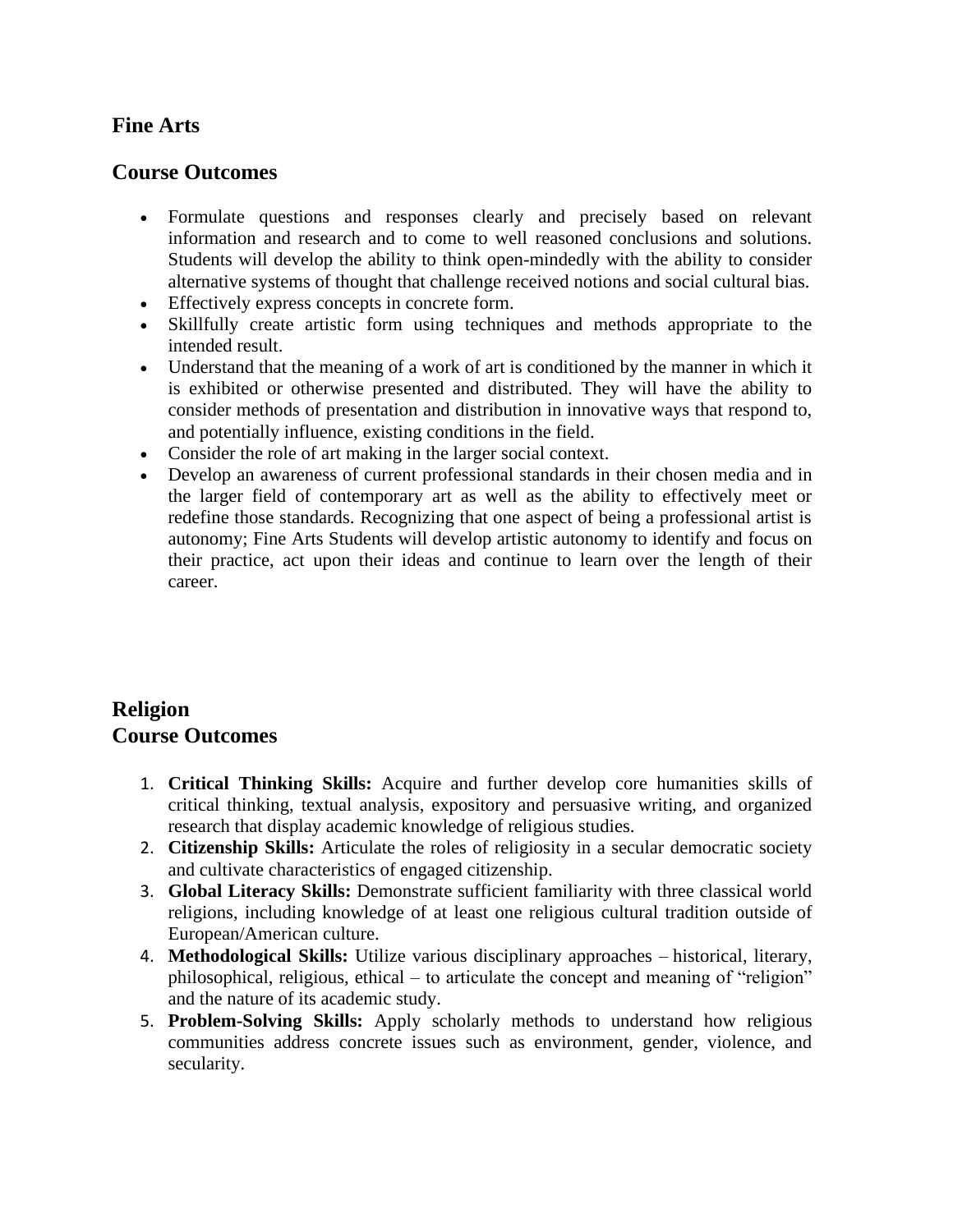## Fine Arts

## Course Outcomes

- Formulate questions and responses clearly and precisely based on relevant information and research and to come to well reasoned conclusions and solutions. Students will develop the ability to think open-mindedly with the ability to consider alternative systems of thought that challenge received notions and social cultural bias.
- Effectively express concepts in concrete form.
- Skillfully create artistic form using techniques and methods appropriate to the intended result.
- Understand that the meaning of a work of art is conditioned by the manner in which it is exhibited or otherwise presented and distributed. They will have the ability to consider methods of presentation and distribution in innovative ways that respond to, and potentially influence, existing conditions in the field.
- Consider the role of art making in the larger social context.
- Develop an awareness of current professional standards in their chosen media and in the larger field of contemporary art as well as the ability to effectively meet or redefine those standards. Recognizing that one aspect of being a professional artist is autonomy; Fine Arts Students will develop artistic autonomy to identify and focus on their practice, act upon their ideas and continue to learn over the length of their career.

## Religion
## Course Outcomes

1. **Critical Thinking Skills:** Acquire and further develop core humanities skills of critical thinking, textual analysis, expository and persuasive writing, and organized research that display academic knowledge of religious studies.
2. **Citizenship Skills:** Articulate the roles of religiosity in a secular democratic society and cultivate characteristics of engaged citizenship.
3. **Global Literacy Skills:** Demonstrate sufficient familiarity with three classical world religions, including knowledge of at least one religious cultural tradition outside of European/American culture.
4. **Methodological Skills:** Utilize various disciplinary approaches – historical, literary, philosophical, religious, ethical – to articulate the concept and meaning of "religion" and the nature of its academic study.
5. **Problem-Solving Skills:** Apply scholarly methods to understand how religious communities address concrete issues such as environment, gender, violence, and secularity.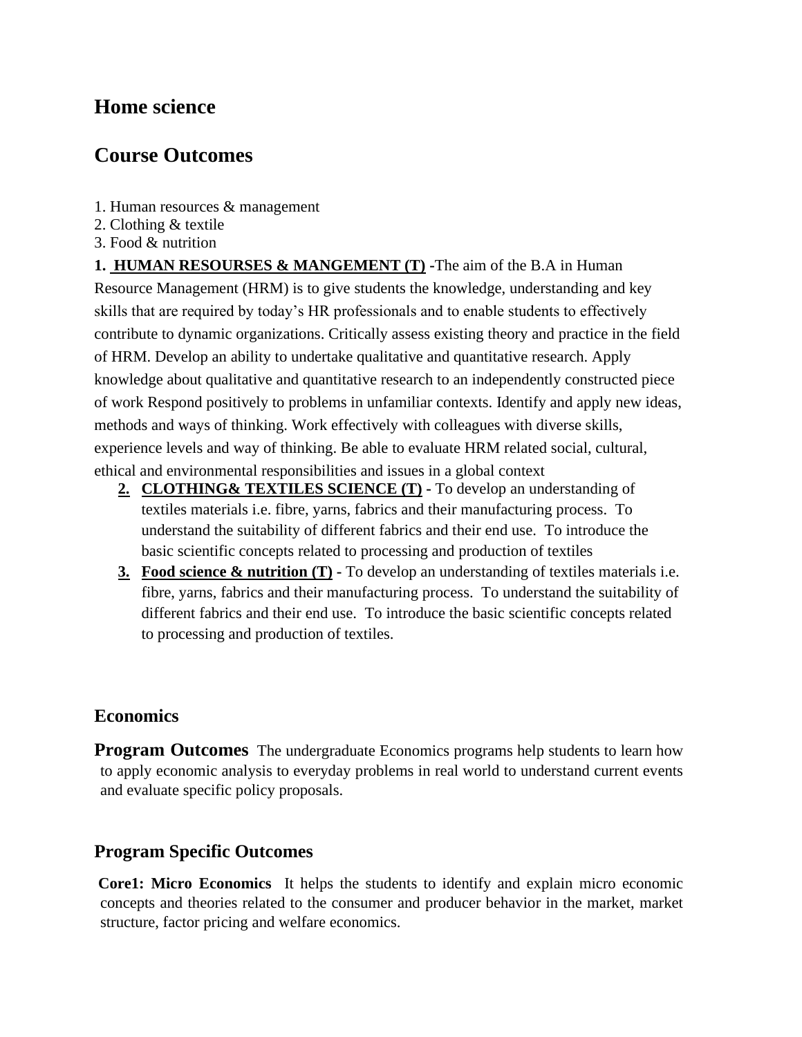# Home science

## Course Outcomes

1. Human resources & management
2. Clothing & textile
3. Food & nutrition

**1. HUMAN RESOURSES & MANGEMENT (T) -**The aim of the B.A in Human Resource Management (HRM) is to give students the knowledge, understanding and key skills that are required by today's HR professionals and to enable students to effectively contribute to dynamic organizations. Critically assess existing theory and practice in the field of HRM. Develop an ability to undertake qualitative and quantitative research. Apply knowledge about qualitative and quantitative research to an independently constructed piece of work Respond positively to problems in unfamiliar contexts. Identify and apply new ideas, methods and ways of thinking. Work effectively with colleagues with diverse skills, experience levels and way of thinking. Be able to evaluate HRM related social, cultural, ethical and environmental responsibilities and issues in a global context

2. **CLOTHING& TEXTILES SCIENCE (T) -** To develop an understanding of textiles materials i.e. fibre, yarns, fabrics and their manufacturing process. To understand the suitability of different fabrics and their end use. To introduce the basic scientific concepts related to processing and production of textiles
3. **Food science & nutrition (T) -** To develop an understanding of textiles materials i.e. fibre, yarns, fabrics and their manufacturing process. To understand the suitability of different fabrics and their end use. To introduce the basic scientific concepts related to processing and production of textiles.

### Economics

**Program Outcomes** The undergraduate Economics programs help students to learn how to apply economic analysis to everyday problems in real world to understand current events and evaluate specific policy proposals.

### Program Specific Outcomes

**Core1: Micro Economics** It helps the students to identify and explain micro economic concepts and theories related to the consumer and producer behavior in the market, market structure, factor pricing and welfare economics.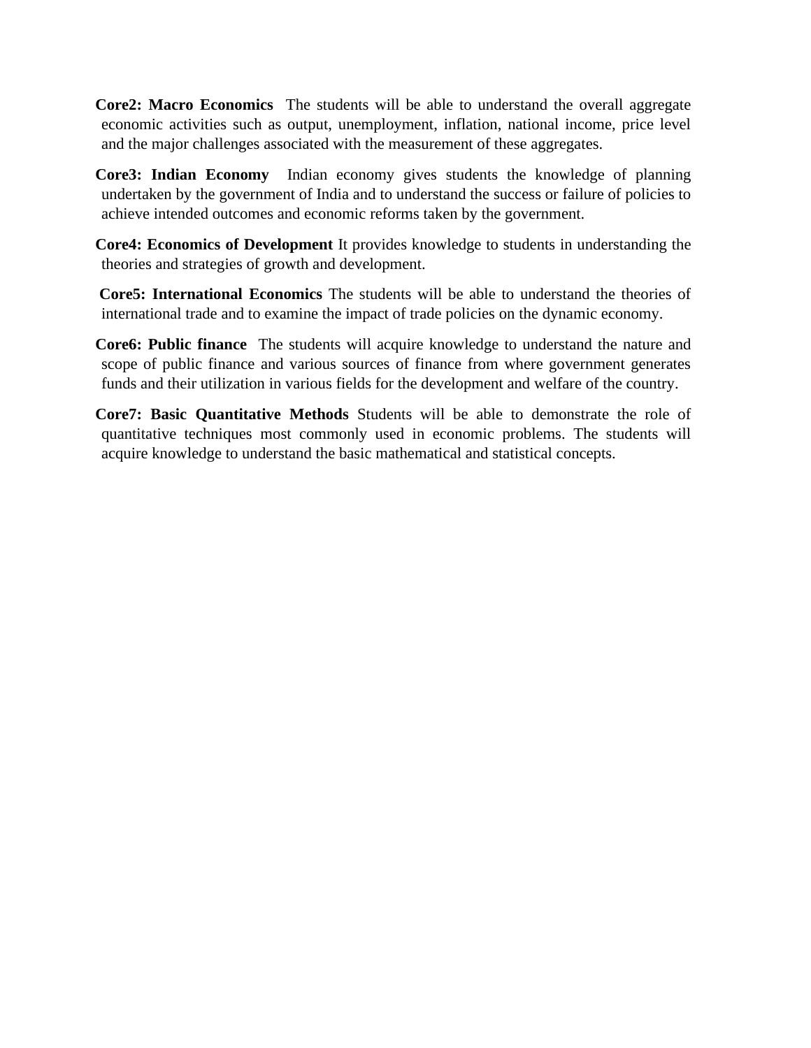**Core2: Macro Economics** The students will be able to understand the overall aggregate economic activities such as output, unemployment, inflation, national income, price level and the major challenges associated with the measurement of these aggregates.

**Core3: Indian Economy** Indian economy gives students the knowledge of planning undertaken by the government of India and to understand the success or failure of policies to achieve intended outcomes and economic reforms taken by the government.

**Core4: Economics of Development** It provides knowledge to students in understanding the theories and strategies of growth and development.

**Core5: International Economics** The students will be able to understand the theories of international trade and to examine the impact of trade policies on the dynamic economy.

**Core6: Public finance** The students will acquire knowledge to understand the nature and scope of public finance and various sources of finance from where government generates funds and their utilization in various fields for the development and welfare of the country.

**Core7: Basic Quantitative Methods** Students will be able to demonstrate the role of quantitative techniques most commonly used in economic problems. The students will acquire knowledge to understand the basic mathematical and statistical concepts.